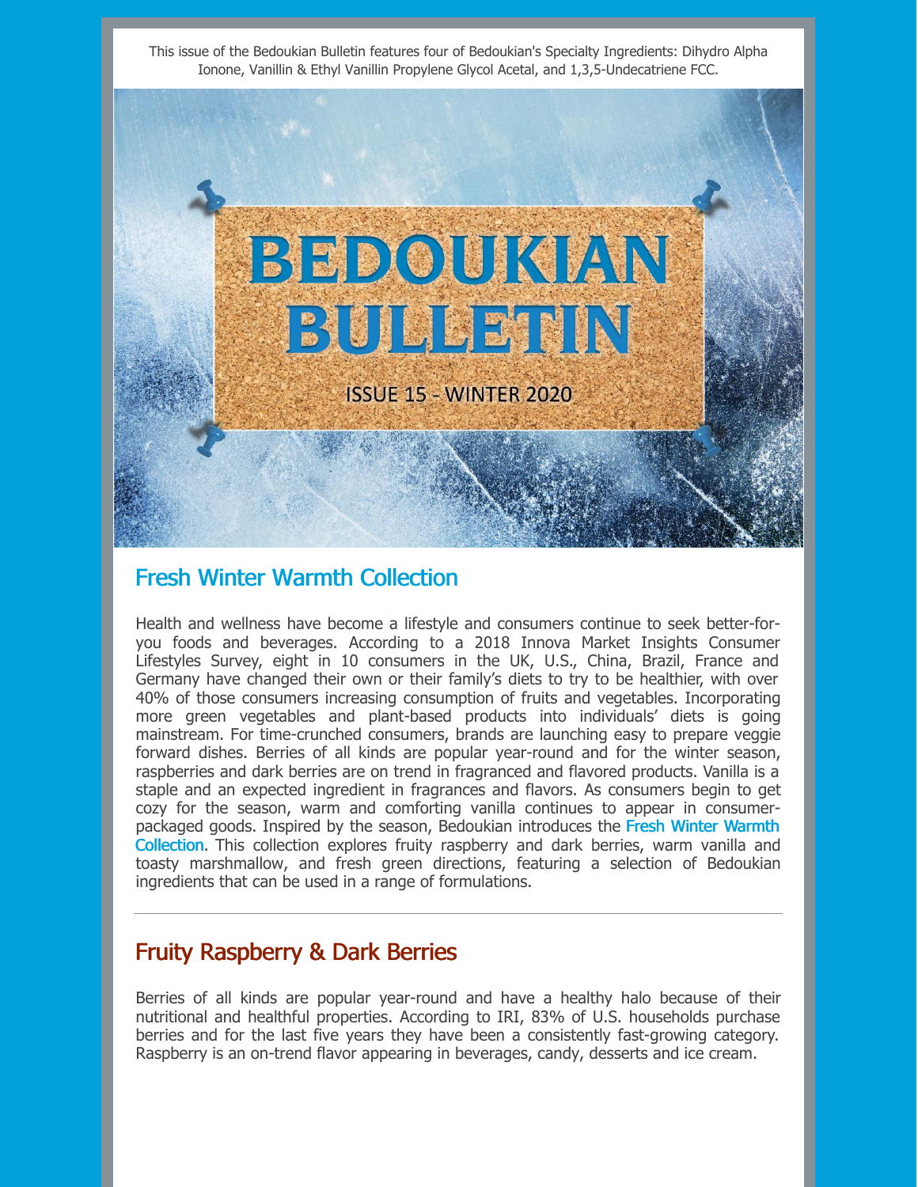This issue of the Bedoukian Bulletin features four of Bedoukian's Specialty Ingredients: Dihydro Alpha Ionone, Vanillin & Ethyl Vanillin Propylene Glycol Acetal, and 1,3,5-Undecatriene FCC.

# BEDOUKIAN BULLETIN

ISSUE 15 - WINTER 2020

## Fresh Winter Warmth Collection

Health and wellness have become a lifestyle and consumers continue to seek better-for-you foods and beverages. According to a 2018 Innova Market Insights Consumer Lifestyles Survey, eight in 10 consumers in the UK, U.S., China, Brazil, France and Germany have changed their own or their family's diets to try to be healthier, with over 40% of those consumers increasing consumption of fruits and vegetables. Incorporating more green vegetables and plant-based products into individuals' diets is going mainstream. For time-crunched consumers, brands are launching easy to prepare veggie forward dishes. Berries of all kinds are popular year-round and for the winter season, raspberries and dark berries are on trend in fragranced and flavored products. Vanilla is a staple and an expected ingredient in fragrances and flavors. As consumers begin to get cozy for the season, warm and comforting vanilla continues to appear in consumer-packaged goods. Inspired by the season, Bedoukian introduces the Fresh Winter Warmth Collection. This collection explores fruity raspberry and dark berries, warm vanilla and toasty marshmallow, and fresh green directions, featuring a selection of Bedoukian ingredients that can be used in a range of formulations.

---

## Fruity Raspberry & Dark Berries

Berries of all kinds are popular year-round and have a healthy halo because of their nutritional and healthful properties. According to IRI, 83% of U.S. households purchase berries and for the last five years they have been a consistently fast-growing category. Raspberry is an on-trend flavor appearing in beverages, candy, desserts and ice cream.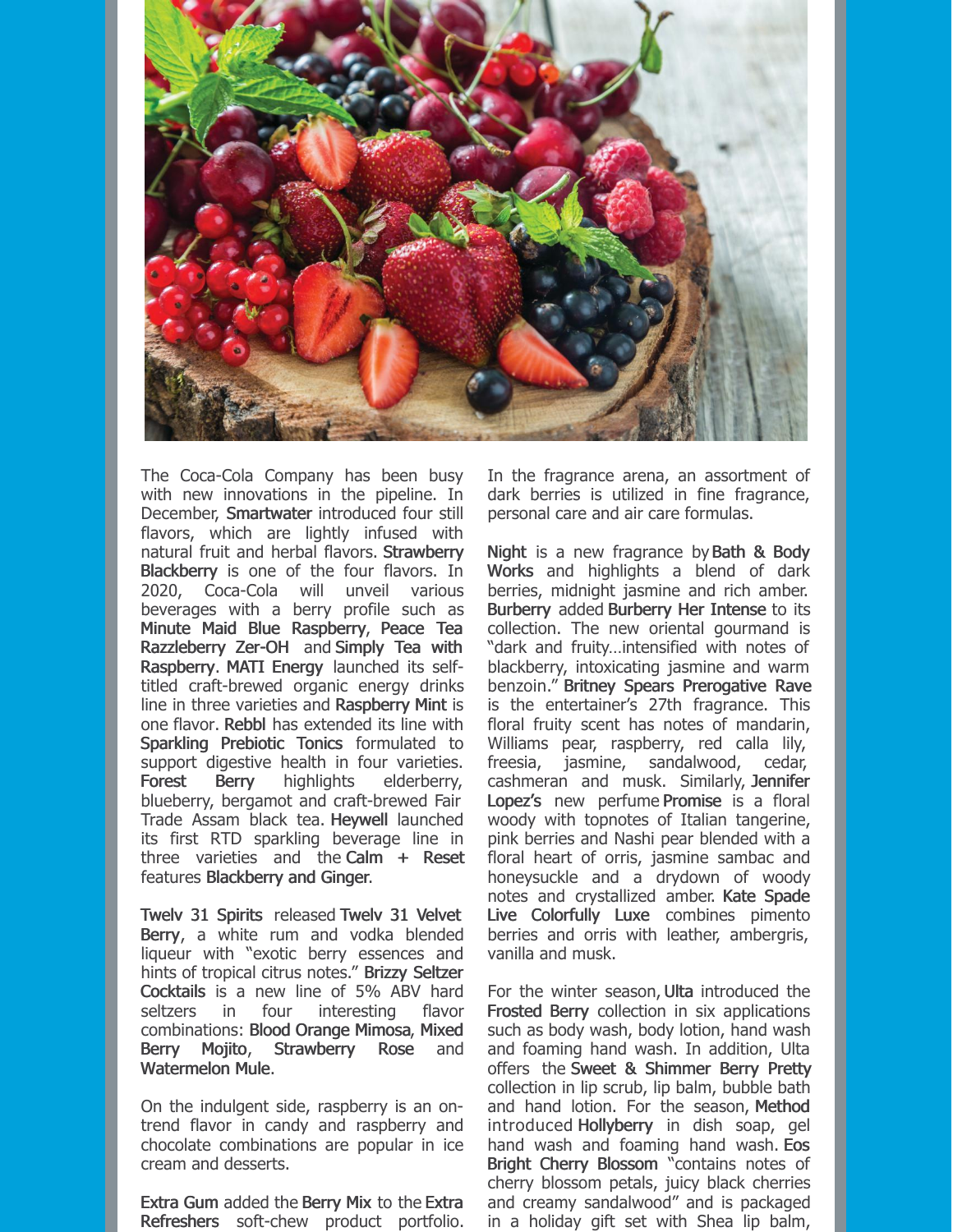The Coca-Cola Company has been busy with new innovations in the pipeline. In December, **Smartwater** introduced four still flavors, which are lightly infused with natural fruit and herbal flavors. **Strawberry Blackberry** is one of the four flavors. In 2020, Coca-Cola will unveil various beverages with a berry profile such as **Minute Maid Blue Raspberry**, **Peace Tea Razzleberry Zer-OH** and **Simply Tea with Raspberry**. **MATI Energy** launched its self-titled craft-brewed organic energy drinks line in three varieties and **Raspberry Mint** is one flavor. **Rebbl** has extended its line with **Sparkling Prebiotic Tonics** formulated to support digestive health in four varieties. **Forest Berry** highlights elderberry, blueberry, bergamot and craft-brewed Fair Trade Assam black tea. **Heywell** launched its first RTD sparkling beverage line in three varieties and the **Calm + Reset** features **Blackberry and Ginger**.

**Twelv 31 Spirits** released **Twelv 31 Velvet Berry**, a white rum and vodka blended liqueur with "exotic berry essences and hints of tropical citrus notes." **Brizzy Seltzer Cocktails** is a new line of 5% ABV hard seltzers in four interesting flavor combinations: **Blood Orange Mimosa**, **Mixed Berry Mojito**, **Strawberry Rose** and **Watermelon Mule**.

On the indulgent side, raspberry is an on-trend flavor in candy and raspberry and chocolate combinations are popular in ice cream and desserts.

**Extra Gum** added the **Berry Mix** to the **Extra Refreshers** soft-chew product portfolio.

In the fragrance arena, an assortment of dark berries is utilized in fine fragrance, personal care and air care formulas.

**Night** is a new fragrance by **Bath & Body Works** and highlights a blend of dark berries, midnight jasmine and rich amber. **Burberry** added **Burberry Her Intense** to its collection. The new oriental gourmand is "dark and fruity…intensified with notes of blackberry, intoxicating jasmine and warm benzoin." **Britney Spears Prerogative Rave** is the entertainer's 27th fragrance. This floral fruity scent has notes of mandarin, Williams pear, raspberry, red calla lily, freesia, jasmine, sandalwood, cedar, cashmeran and musk. Similarly, **Jennifer Lopez's** new perfume **Promise** is a floral woody with topnotes of Italian tangerine, pink berries and Nashi pear blended with a floral heart of orris, jasmine sambac and honeysuckle and a drydown of woody notes and crystallized amber. **Kate Spade Live Colorfully Luxe** combines pimento berries and orris with leather, ambergris, vanilla and musk.

For the winter season, **Ulta** introduced the **Frosted Berry** collection in six applications such as body wash, body lotion, hand wash and foaming hand wash. In addition, Ulta offers the **Sweet & Shimmer Berry Pretty** collection in lip scrub, lip balm, bubble bath and hand lotion. For the season, **Method** introduced **Hollyberry** in dish soap, gel hand wash and foaming hand wash. **Eos Bright Cherry Blossom** "contains notes of cherry blossom petals, juicy black cherries and creamy sandalwood" and is packaged in a holiday gift set with Shea lip balm,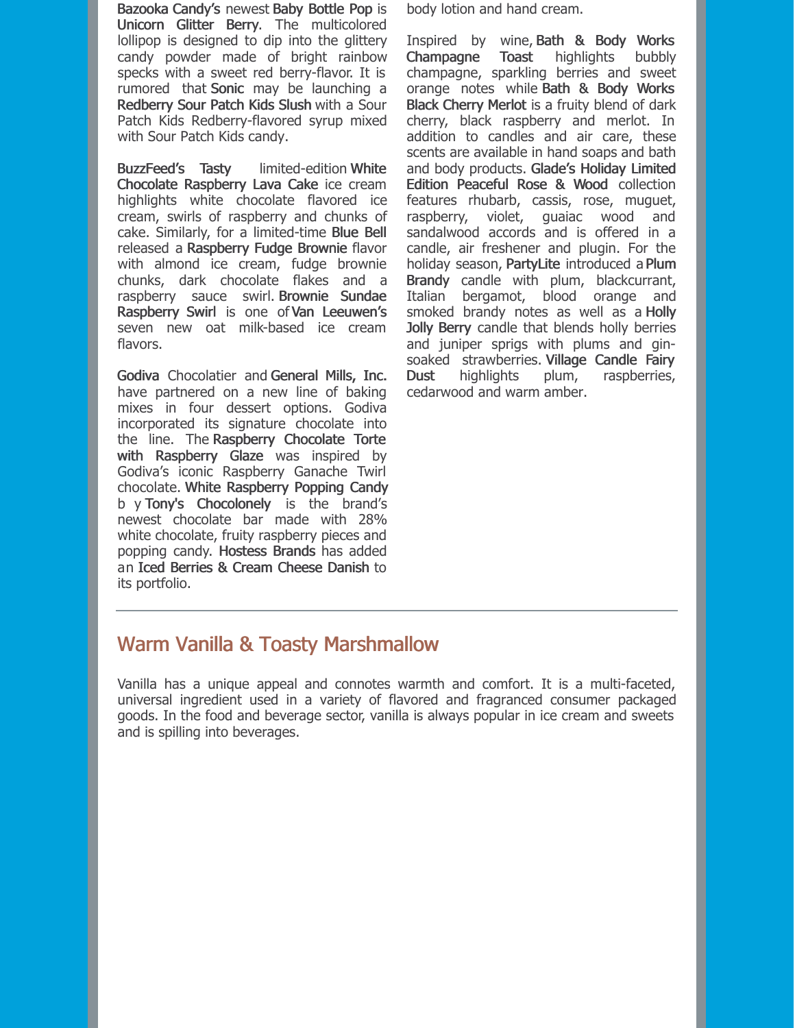**Bazooka Candy's** newest **Baby Bottle Pop** is **Unicorn Glitter Berry**. The multicolored lollipop is designed to dip into the glittery candy powder made of bright rainbow specks with a sweet red berry-flavor. It is rumored that **Sonic** may be launching a **Redberry Sour Patch Kids Slush** with a Sour Patch Kids Redberry-flavored syrup mixed with Sour Patch Kids candy.

**BuzzFeed's Tasty** limited-edition **White Chocolate Raspberry Lava Cake** ice cream highlights white chocolate flavored ice cream, swirls of raspberry and chunks of cake. Similarly, for a limited-time **Blue Bell** released a **Raspberry Fudge Brownie** flavor with almond ice cream, fudge brownie chunks, dark chocolate flakes and a raspberry sauce swirl. **Brownie Sundae Raspberry Swirl** is one of **Van Leeuwen's** seven new oat milk-based ice cream flavors.

**Godiva** Chocolatier and **General Mills, Inc.** have partnered on a new line of baking mixes in four dessert options. Godiva incorporated its signature chocolate into the line. The **Raspberry Chocolate Torte with Raspberry Glaze** was inspired by Godiva's iconic Raspberry Ganache Twirl chocolate. **White Raspberry Popping Candy** by **Tony's Chocolonely** is the brand's newest chocolate bar made with 28% white chocolate, fruity raspberry pieces and popping candy. **Hostess Brands** has added an **Iced Berries & Cream Cheese Danish** to its portfolio.

body lotion and hand cream.

Inspired by wine, **Bath & Body Works Champagne Toast** highlights bubbly champagne, sparkling berries and sweet orange notes while **Bath & Body Works Black Cherry Merlot** is a fruity blend of dark cherry, black raspberry and merlot. In addition to candles and air care, these scents are available in hand soaps and bath and body products. **Glade's Holiday Limited Edition Peaceful Rose & Wood** collection features rhubarb, cassis, rose, muguet, raspberry, violet, guaiac wood and sandalwood accords and is offered in a candle, air freshener and plugin. For the holiday season, **PartyLite** introduced a **Plum Brandy** candle with plum, blackcurrant, Italian bergamot, blood orange and smoked brandy notes as well as a **Holly Jolly Berry** candle that blends holly berries and juniper sprigs with plums and gin-soaked strawberries. **Village Candle Fairy Dust** highlights plum, raspberries, cedarwood and warm amber.

## Warm Vanilla & Toasty Marshmallow

Vanilla has a unique appeal and connotes warmth and comfort. It is a multi-faceted, universal ingredient used in a variety of flavored and fragranced consumer packaged goods. In the food and beverage sector, vanilla is always popular in ice cream and sweets and is spilling into beverages.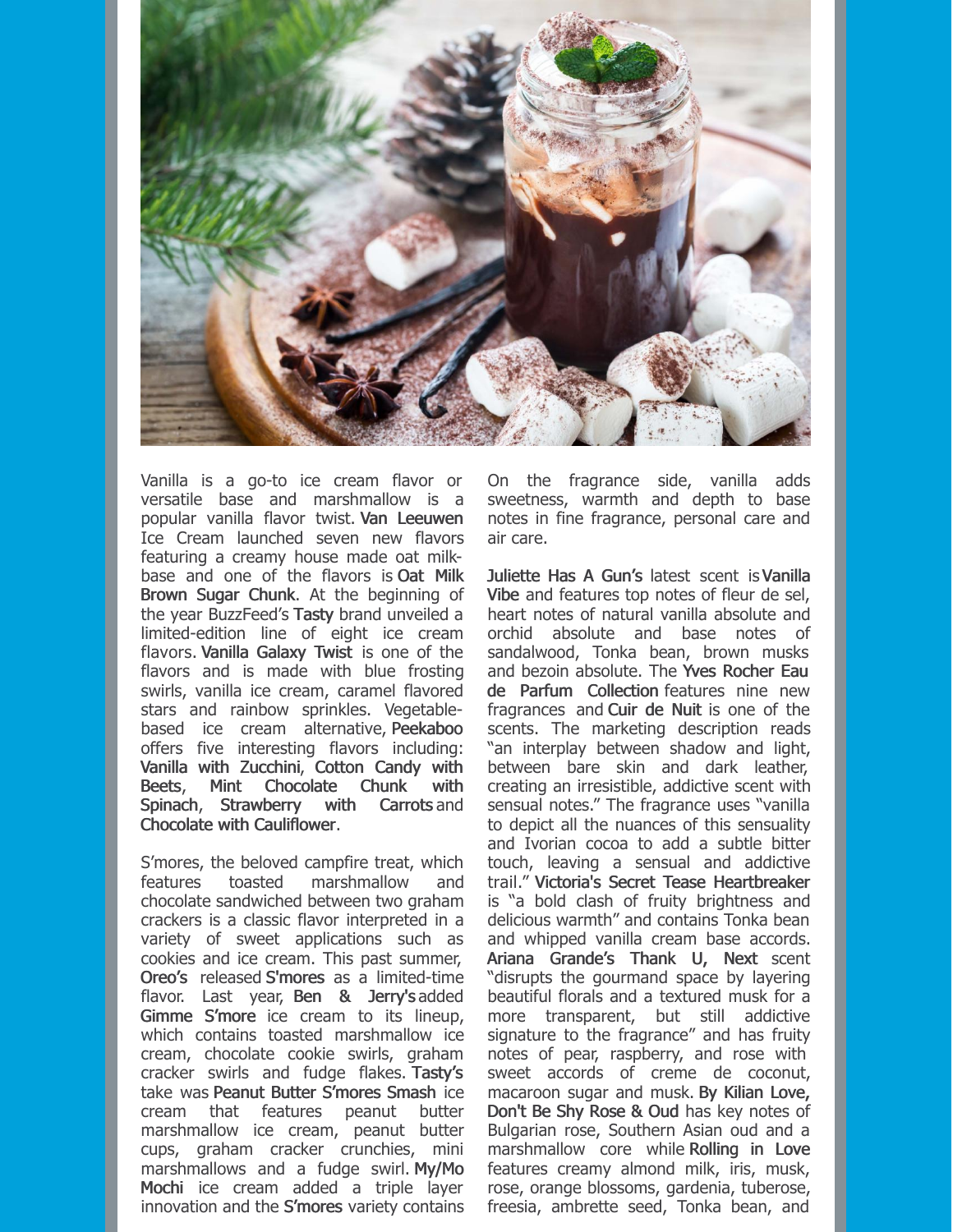Vanilla is a go-to ice cream flavor or versatile base and marshmallow is a popular vanilla flavor twist. **Van Leeuwen** Ice Cream launched seven new flavors featuring a creamy house made oat milk-base and one of the flavors is **Oat Milk Brown Sugar Chunk**. At the beginning of the year BuzzFeed's **Tasty** brand unveiled a limited-edition line of eight ice cream flavors. **Vanilla Galaxy Twist** is one of the flavors and is made with blue frosting swirls, vanilla ice cream, caramel flavored stars and rainbow sprinkles. Vegetable-based ice cream alternative, **Peekaboo** offers five interesting flavors including: **Vanilla with Zucchini**, **Cotton Candy with Beets**, **Mint Chocolate Chunk with Spinach**, **Strawberry with Carrots** and **Chocolate with Cauliflower**.

S'mores, the beloved campfire treat, which features toasted marshmallow and chocolate sandwiched between two graham crackers is a classic flavor interpreted in a variety of sweet applications such as cookies and ice cream. This past summer, **Oreo's** released **S'mores** as a limited-time flavor. Last year, **Ben & Jerry's** added **Gimme S'more** ice cream to its lineup, which contains toasted marshmallow ice cream, chocolate cookie swirls, graham cracker swirls and fudge flakes. **Tasty's** take was **Peanut Butter S'mores Smash** ice cream that features peanut butter marshmallow ice cream, peanut butter cups, graham cracker crunchies, mini marshmallows and a fudge swirl. **My/Mo Mochi** ice cream added a triple layer innovation and the **S'mores** variety contains

On the fragrance side, vanilla adds sweetness, warmth and depth to base notes in fine fragrance, personal care and air care.

**Juliette Has A Gun's** latest scent is **Vanilla Vibe** and features top notes of fleur de sel, heart notes of natural vanilla absolute and orchid absolute and base notes of sandalwood, Tonka bean, brown musks and bezoin absolute. The **Yves Rocher Eau de Parfum Collection** features nine new fragrances and **Cuir de Nuit** is one of the scents. The marketing description reads "an interplay between shadow and light, between bare skin and dark leather, creating an irresistible, addictive scent with sensual notes." The fragrance uses "vanilla to depict all the nuances of this sensuality and Ivorian cocoa to add a subtle bitter touch, leaving a sensual and addictive trail." **Victoria's Secret Tease Heartbreaker** is "a bold clash of fruity brightness and delicious warmth" and contains Tonka bean and whipped vanilla cream base accords. **Ariana Grande's Thank U, Next** scent "disrupts the gourmand space by layering beautiful florals and a textured musk for a more transparent, but still addictive signature to the fragrance" and has fruity notes of pear, raspberry, and rose with sweet accords of creme de coconut, macaroon sugar and musk. **By Kilian Love, Don't Be Shy Rose & Oud** has key notes of Bulgarian rose, Southern Asian oud and a marshmallow core while **Rolling in Love** features creamy almond milk, iris, musk, rose, orange blossoms, gardenia, tuberose, freesia, ambrette seed, Tonka bean, and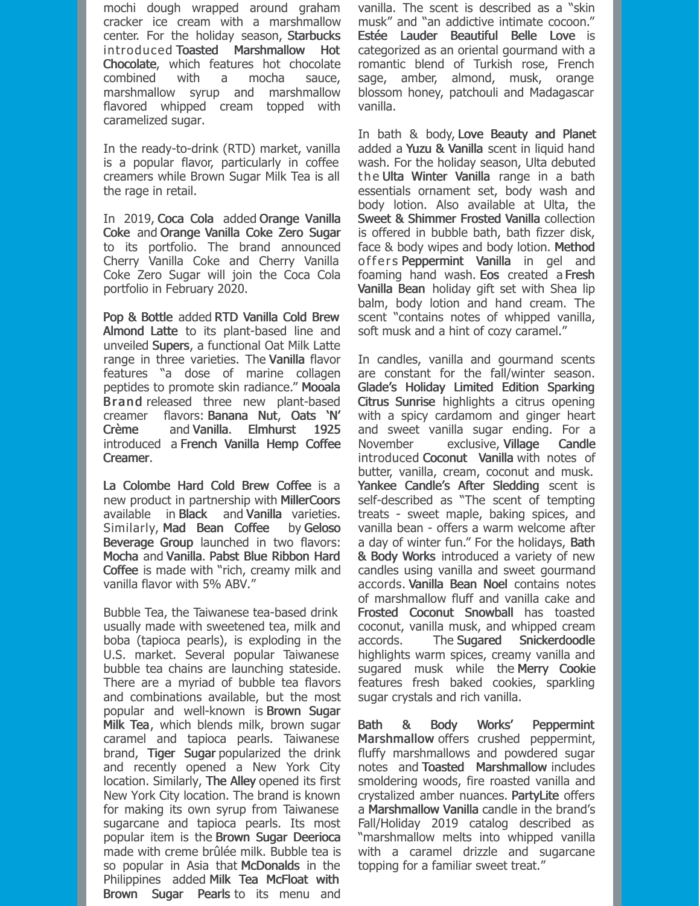mochi dough wrapped around graham cracker ice cream with a marshmallow center. For the holiday season, Starbucks introduced Toasted Marshmallow Hot Chocolate, which features hot chocolate combined with a mocha sauce, marshmallow syrup and marshmallow flavored whipped cream topped with caramelized sugar.

In the ready-to-drink (RTD) market, vanilla is a popular flavor, particularly in coffee creamers while Brown Sugar Milk Tea is all the rage in retail.

In 2019, Coca Cola added Orange Vanilla Coke and Orange Vanilla Coke Zero Sugar to its portfolio. The brand announced Cherry Vanilla Coke and Cherry Vanilla Coke Zero Sugar will join the Coca Cola portfolio in February 2020.

Pop & Bottle added RTD Vanilla Cold Brew Almond Latte to its plant-based line and unveiled Supers, a functional Oat Milk Latte range in three varieties. The Vanilla flavor features "a dose of marine collagen peptides to promote skin radiance." Mooala Brand released three new plant-based creamer flavors: Banana Nut, Oats 'N' Crème and Vanilla. Elmhurst 1925 introduced a French Vanilla Hemp Coffee Creamer.

La Colombe Hard Cold Brew Coffee is a new product in partnership with MillerCoors available in Black and Vanilla varieties. Similarly, Mad Bean Coffee by Geloso Beverage Group launched in two flavors: Mocha and Vanilla. Pabst Blue Ribbon Hard Coffee is made with "rich, creamy milk and vanilla flavor with 5% ABV."

Bubble Tea, the Taiwanese tea-based drink usually made with sweetened tea, milk and boba (tapioca pearls), is exploding in the U.S. market. Several popular Taiwanese bubble tea chains are launching stateside. There are a myriad of bubble tea flavors and combinations available, but the most popular and well-known is Brown Sugar Milk Tea, which blends milk, brown sugar caramel and tapioca pearls. Taiwanese brand, Tiger Sugar popularized the drink and recently opened a New York City location. Similarly, The Alley opened its first New York City location. The brand is known for making its own syrup from Taiwanese sugarcane and tapioca pearls. Its most popular item is the Brown Sugar Deerioca made with creme brûlée milk. Bubble tea is so popular in Asia that McDonalds in the Philippines added Milk Tea McFloat with Brown Sugar Pearls to its menu and

vanilla. The scent is described as a "skin musk" and "an addictive intimate cocoon." Estée Lauder Beautiful Belle Love is categorized as an oriental gourmand with a romantic blend of Turkish rose, French sage, amber, almond, musk, orange blossom honey, patchouli and Madagascar vanilla.

In bath & body, Love Beauty and Planet added a Yuzu & Vanilla scent in liquid hand wash. For the holiday season, Ulta debuted the Ulta Winter Vanilla range in a bath essentials ornament set, body wash and body lotion. Also available at Ulta, the Sweet & Shimmer Frosted Vanilla collection is offered in bubble bath, bath fizzer disk, face & body wipes and body lotion. Method offers Peppermint Vanilla in gel and foaming hand wash. Eos created a Fresh Vanilla Bean holiday gift set with Shea lip balm, body lotion and hand cream. The scent "contains notes of whipped vanilla, soft musk and a hint of cozy caramel."

In candles, vanilla and gourmand scents are constant for the fall/winter season. Glade's Holiday Limited Edition Sparking Citrus Sunrise highlights a citrus opening with a spicy cardamom and ginger heart and sweet vanilla sugar ending. For a November exclusive, Village Candle introduced Coconut Vanilla with notes of butter, vanilla, cream, coconut and musk. Yankee Candle's After Sledding scent is self-described as "The scent of tempting treats - sweet maple, baking spices, and vanilla bean - offers a warm welcome after a day of winter fun." For the holidays, Bath & Body Works introduced a variety of new candles using vanilla and sweet gourmand accords. Vanilla Bean Noel contains notes of marshmallow fluff and vanilla cake and Frosted Coconut Snowball has toasted coconut, vanilla musk, and whipped cream accords. The Sugared Snickerdoodle highlights warm spices, creamy vanilla and sugared musk while the Merry Cookie features fresh baked cookies, sparkling sugar crystals and rich vanilla.

Bath & Body Works' Peppermint Marshmallow offers crushed peppermint, fluffy marshmallows and powdered sugar notes and Toasted Marshmallow includes smoldering woods, fire roasted vanilla and crystalized amber nuances. PartyLite offers a Marshmallow Vanilla candle in the brand's Fall/Holiday 2019 catalog described as "marshmallow melts into whipped vanilla with a caramel drizzle and sugarcane topping for a familiar sweet treat."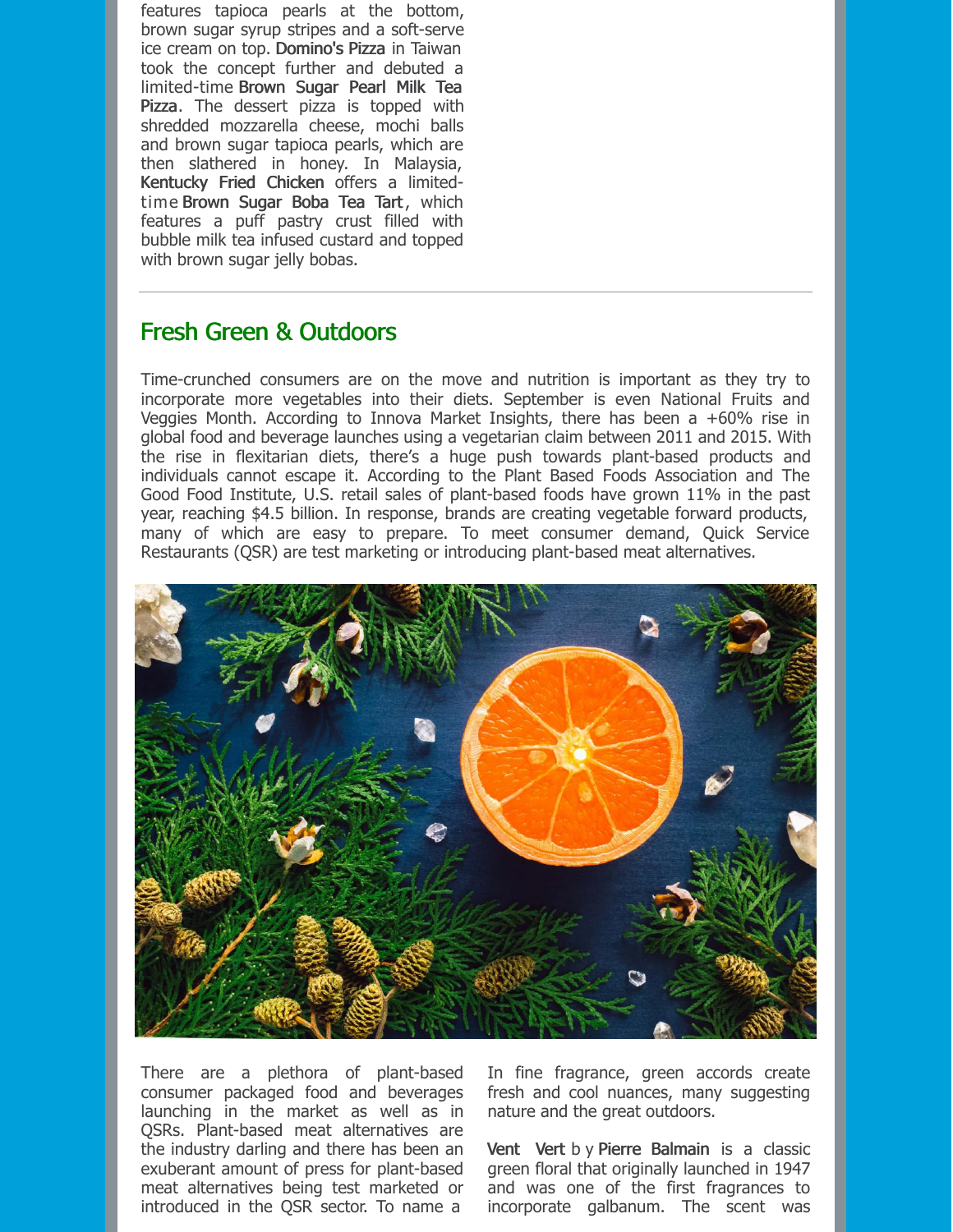features tapioca pearls at the bottom, brown sugar syrup stripes and a soft-serve ice cream on top. **Domino's Pizza** in Taiwan took the concept further and debuted a limited-time **Brown Sugar Pearl Milk Tea Pizza**. The dessert pizza is topped with shredded mozzarella cheese, mochi balls and brown sugar tapioca pearls, which are then slathered in honey. In Malaysia, **Kentucky Fried Chicken** offers a limited-time **Brown Sugar Boba Tea Tart**, which features a puff pastry crust filled with bubble milk tea infused custard and topped with brown sugar jelly bobas.

---

## Fresh Green & Outdoors

Time-crunched consumers are on the move and nutrition is important as they try to incorporate more vegetables into their diets. September is even National Fruits and Veggies Month. According to Innova Market Insights, there has been a +60% rise in global food and beverage launches using a vegetarian claim between 2011 and 2015. With the rise in flexitarian diets, there's a huge push towards plant-based products and individuals cannot escape it. According to the Plant Based Foods Association and The Good Food Institute, U.S. retail sales of plant-based foods have grown 11% in the past year, reaching $4.5 billion. In response, brands are creating vegetable forward products, many of which are easy to prepare. To meet consumer demand, Quick Service Restaurants (QSR) are test marketing or introducing plant-based meat alternatives.

There are a plethora of plant-based consumer packaged food and beverages launching in the market as well as in QSRs. Plant-based meat alternatives are the industry darling and there has been an exuberant amount of press for plant-based meat alternatives being test marketed or introduced in the QSR sector. To name a

In fine fragrance, green accords create fresh and cool nuances, many suggesting nature and the great outdoors.

**Vent Vert** by **Pierre Balmain** is a classic green floral that originally launched in 1947 and was one of the first fragrances to incorporate galbanum. The scent was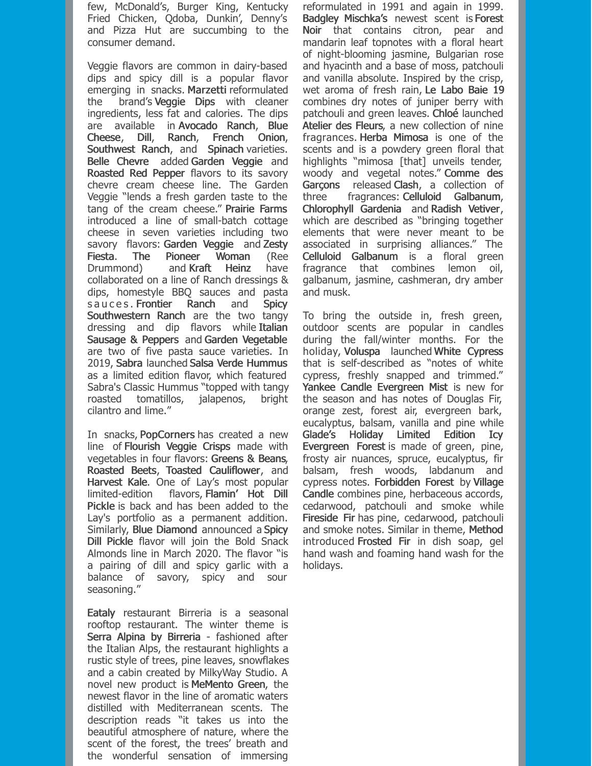few, McDonald's, Burger King, Kentucky Fried Chicken, Qdoba, Dunkin', Denny's and Pizza Hut are succumbing to the consumer demand.

Veggie flavors are common in dairy-based dips and spicy dill is a popular flavor emerging in snacks. **Marzetti** reformulated the brand's **Veggie Dips** with cleaner ingredients, less fat and calories. The dips are available in **Avocado Ranch**, **Blue Cheese**, **Dill**, **Ranch**, **French Onion**, **Southwest Ranch**, and **Spinach** varieties. **Belle Chevre** added **Garden Veggie** and **Roasted Red Pepper** flavors to its savory chevre cream cheese line. The Garden Veggie "lends a fresh garden taste to the tang of the cream cheese." **Prairie Farms** introduced a line of small-batch cottage cheese in seven varieties including two savory flavors: **Garden Veggie** and **Zesty Fiesta**. **The Pioneer Woman** (Ree Drummond) and **Kraft Heinz** have collaborated on a line of Ranch dressings & dips, homestyle BBQ sauces and pasta sauces. **Frontier Ranch** and **Spicy Southwestern Ranch** are the two tangy dressing and dip flavors while **Italian Sausage & Peppers** and **Garden Vegetable** are two of five pasta sauce varieties. In 2019, **Sabra** launched **Salsa Verde Hummus** as a limited edition flavor, which featured Sabra's Classic Hummus "topped with tangy roasted tomatillos, jalapenos, bright cilantro and lime."

In snacks, **PopCorners** has created a new line of **Flourish Veggie Crisps** made with vegetables in four flavors: **Greens & Beans**, **Roasted Beets**, **Toasted Cauliflower**, and **Harvest Kale**. One of Lay's most popular limited-edition flavors, **Flamin' Hot Dill Pickle** is back and has been added to the Lay's portfolio as a permanent addition. Similarly, **Blue Diamond** announced a **Spicy Dill Pickle** flavor will join the Bold Snack Almonds line in March 2020. The flavor "is a pairing of dill and spicy garlic with a balance of savory, spicy and sour seasoning."

**Eataly** restaurant Birreria is a seasonal rooftop restaurant. The winter theme is **Serra Alpina by Birreria** - fashioned after the Italian Alps, the restaurant highlights a rustic style of trees, pine leaves, snowflakes and a cabin created by MilkyWay Studio. A novel new product is **MeMento Green**, the newest flavor in the line of aromatic waters distilled with Mediterranean scents. The description reads "it takes us into the beautiful atmosphere of nature, where the scent of the forest, the trees' breath and the wonderful sensation of immersing

reformulated in 1991 and again in 1999. **Badgley Mischka's** newest scent is **Forest Noir** that contains citron, pear and mandarin leaf topnotes with a floral heart of night-blooming jasmine, Bulgarian rose and hyacinth and a base of moss, patchouli and vanilla absolute. Inspired by the crisp, wet aroma of fresh rain, **Le Labo Baie 19** combines dry notes of juniper berry with patchouli and green leaves. **Chloé** launched **Atelier des Fleurs**, a new collection of nine fragrances. **Herba Mimosa** is one of the scents and is a powdery green floral that highlights "mimosa [that] unveils tender, woody and vegetal notes." **Comme des Garçons** released **Clash**, a collection of three fragrances: **Celluloid Galbanum**, **Chlorophyll Gardenia** and **Radish Vetiver**, which are described as "bringing together elements that were never meant to be associated in surprising alliances." The **Celluloid Galbanum** is a floral green fragrance that combines lemon oil, galbanum, jasmine, cashmeran, dry amber and musk.

To bring the outside in, fresh green, outdoor scents are popular in candles during the fall/winter months. For the holiday, **Voluspa** launched **White Cypress** that is self-described as "notes of white cypress, freshly snapped and trimmed." **Yankee Candle Evergreen Mist** is new for the season and has notes of Douglas Fir, orange zest, forest air, evergreen bark, eucalyptus, balsam, vanilla and pine while **Glade's Holiday Limited Edition Icy Evergreen Forest** is made of green, pine, frosty air nuances, spruce, eucalyptus, fir balsam, fresh woods, labdanum and cypress notes. **Forbidden Forest** by **Village Candle** combines pine, herbaceous accords, cedarwood, patchouli and smoke while **Fireside Fir** has pine, cedarwood, patchouli and smoke notes. Similar in theme, **Method** introduced **Frosted Fir** in dish soap, gel hand wash and foaming hand wash for the holidays.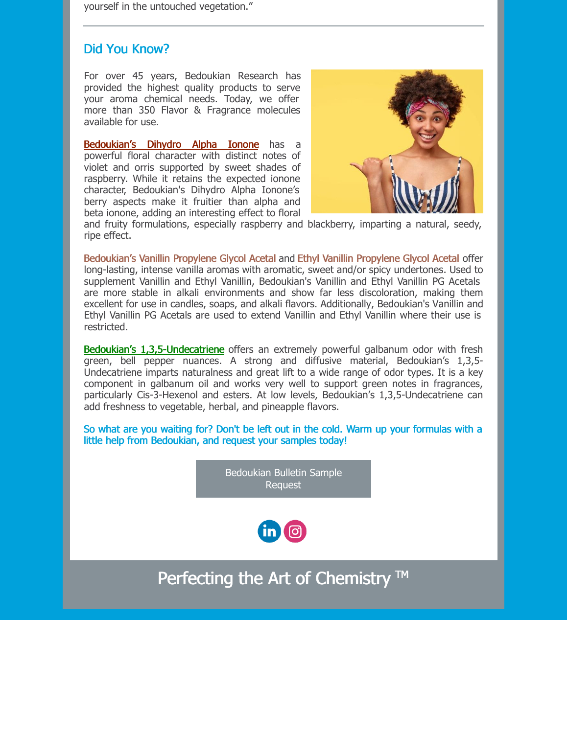yourself in the untouched vegetation."

## Did You Know?

For over 45 years, Bedoukian Research has provided the highest quality products to serve your aroma chemical needs. Today, we offer more than 350 Flavor & Fragrance molecules available for use.

Bedoukian's Dihydro Alpha Ionone has a powerful floral character with distinct notes of violet and orris supported by sweet shades of raspberry. While it retains the expected ionone character, Bedoukian's Dihydro Alpha Ionone's berry aspects make it fruitier than alpha and beta ionone, adding an interesting effect to floral and fruity formulations, especially raspberry and blackberry, imparting a natural, seedy, ripe effect.

Bedoukian's Vanillin Propylene Glycol Acetal and Ethyl Vanillin Propylene Glycol Acetal offer long-lasting, intense vanilla aromas with aromatic, sweet and/or spicy undertones. Used to supplement Vanillin and Ethyl Vanillin, Bedoukian's Vanillin and Ethyl Vanillin PG Acetals are more stable in alkali environments and show far less discoloration, making them excellent for use in candles, soaps, and alkali flavors. Additionally, Bedoukian's Vanillin and Ethyl Vanillin PG Acetals are used to extend Vanillin and Ethyl Vanillin where their use is restricted.

Bedoukian's 1,3,5-Undecatriene offers an extremely powerful galbanum odor with fresh green, bell pepper nuances. A strong and diffusive material, Bedoukian's 1,3,5-Undecatriene imparts naturalness and great lift to a wide range of odor types. It is a key component in galbanum oil and works very well to support green notes in fragrances, particularly Cis-3-Hexenol and esters. At low levels, Bedoukian's 1,3,5-Undecatriene can add freshness to vegetable, herbal, and pineapple flavors.

So what are you waiting for? Don't be left out in the cold. Warm up your formulas with a little help from Bedoukian, and request your samples today!

Bedoukian Bulletin Sample Request

Perfecting the Art of Chemistry ™